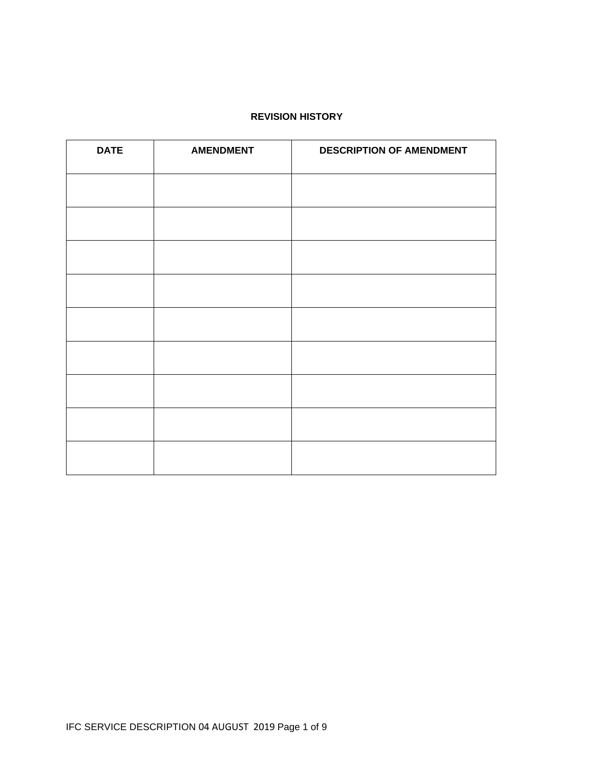**REVISION HISTORY**

| DATE | AMENDMENT | DESCRIPTION OF AMENDMENT |
|---|---|---|
| | | |
| | | |
| | | |
| | | |
| | | |
| | | |
| | | |
| | | |
| | | |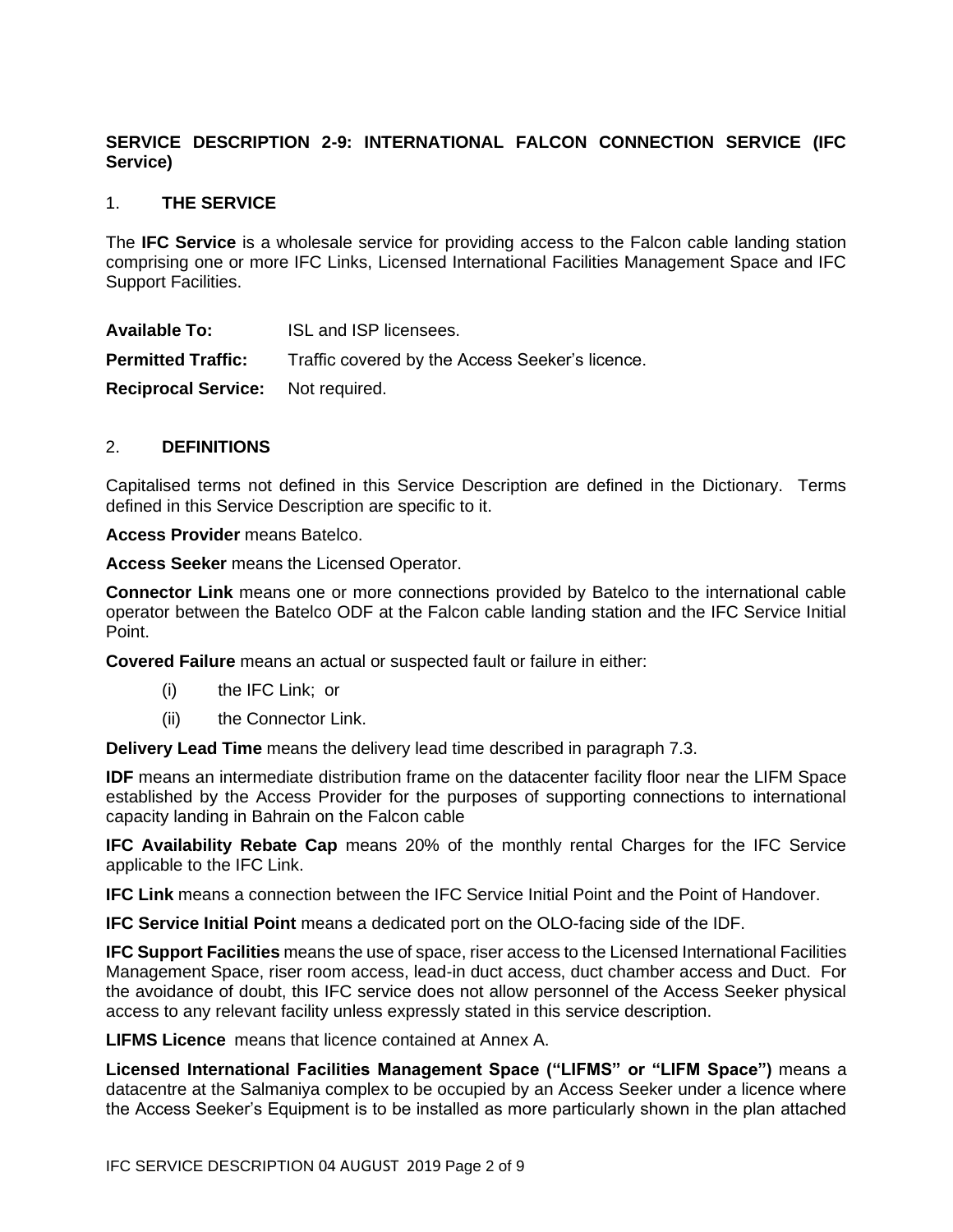## SERVICE DESCRIPTION 2-9: INTERNATIONAL FALCON CONNECTION SERVICE (IFC Service)

### 1. THE SERVICE

The **IFC Service** is a wholesale service for providing access to the Falcon cable landing station comprising one or more IFC Links, Licensed International Facilities Management Space and IFC Support Facilities.

**Available To:** ISL and ISP licensees.

**Permitted Traffic:** Traffic covered by the Access Seeker's licence.

**Reciprocal Service:** Not required.

### 2. DEFINITIONS

Capitalised terms not defined in this Service Description are defined in the Dictionary. Terms defined in this Service Description are specific to it.

**Access Provider** means Batelco.

**Access Seeker** means the Licensed Operator.

**Connector Link** means one or more connections provided by Batelco to the international cable operator between the Batelco ODF at the Falcon cable landing station and the IFC Service Initial Point.

**Covered Failure** means an actual or suspected fault or failure in either:

(i) the IFC Link; or

(ii) the Connector Link.

**Delivery Lead Time** means the delivery lead time described in paragraph 7.3.

**IDF** means an intermediate distribution frame on the datacenter facility floor near the LIFM Space established by the Access Provider for the purposes of supporting connections to international capacity landing in Bahrain on the Falcon cable

**IFC Availability Rebate Cap** means 20% of the monthly rental Charges for the IFC Service applicable to the IFC Link.

**IFC Link** means a connection between the IFC Service Initial Point and the Point of Handover.

**IFC Service Initial Point** means a dedicated port on the OLO-facing side of the IDF.

**IFC Support Facilities** means the use of space, riser access to the Licensed International Facilities Management Space, riser room access, lead-in duct access, duct chamber access and Duct. For the avoidance of doubt, this IFC service does not allow personnel of the Access Seeker physical access to any relevant facility unless expressly stated in this service description.

**LIFMS Licence** means that licence contained at Annex A.

**Licensed International Facilities Management Space ("LIFMS" or "LIFM Space")** means a datacentre at the Salmaniya complex to be occupied by an Access Seeker under a licence where the Access Seeker's Equipment is to be installed as more particularly shown in the plan attached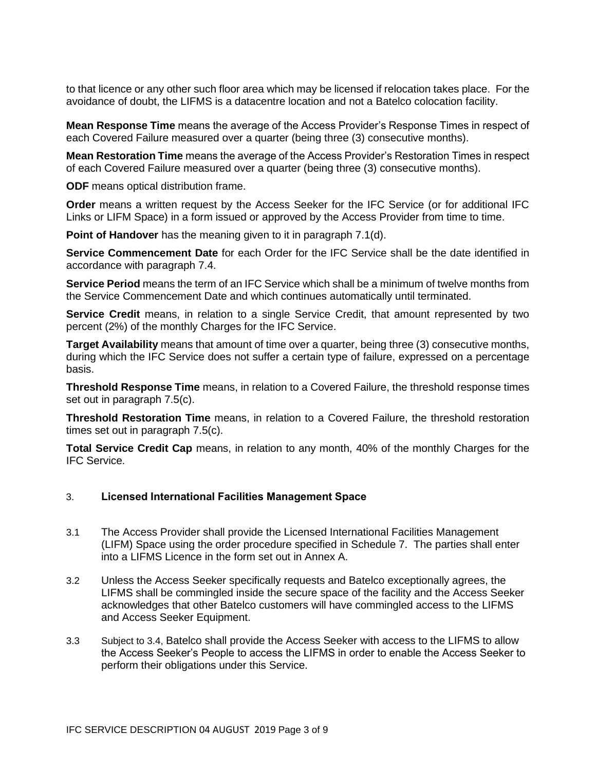to that licence or any other such floor area which may be licensed if relocation takes place. For the avoidance of doubt, the LIFMS is a datacentre location and not a Batelco colocation facility.

**Mean Response Time** means the average of the Access Provider's Response Times in respect of each Covered Failure measured over a quarter (being three (3) consecutive months).

**Mean Restoration Time** means the average of the Access Provider's Restoration Times in respect of each Covered Failure measured over a quarter (being three (3) consecutive months).

**ODF** means optical distribution frame.

**Order** means a written request by the Access Seeker for the IFC Service (or for additional IFC Links or LIFM Space) in a form issued or approved by the Access Provider from time to time.

**Point of Handover** has the meaning given to it in paragraph 7.1(d).

**Service Commencement Date** for each Order for the IFC Service shall be the date identified in accordance with paragraph 7.4.

**Service Period** means the term of an IFC Service which shall be a minimum of twelve months from the Service Commencement Date and which continues automatically until terminated.

**Service Credit** means, in relation to a single Service Credit, that amount represented by two percent (2%) of the monthly Charges for the IFC Service.

**Target Availability** means that amount of time over a quarter, being three (3) consecutive months, during which the IFC Service does not suffer a certain type of failure, expressed on a percentage basis.

**Threshold Response Time** means, in relation to a Covered Failure, the threshold response times set out in paragraph 7.5(c).

**Threshold Restoration Time** means, in relation to a Covered Failure, the threshold restoration times set out in paragraph 7.5(c).

**Total Service Credit Cap** means, in relation to any month, 40% of the monthly Charges for the IFC Service.

## 3. **Licensed International Facilities Management Space**

3.1 The Access Provider shall provide the Licensed International Facilities Management (LIFM) Space using the order procedure specified in Schedule 7. The parties shall enter into a LIFMS Licence in the form set out in Annex A.

3.2 Unless the Access Seeker specifically requests and Batelco exceptionally agrees, the LIFMS shall be commingled inside the secure space of the facility and the Access Seeker acknowledges that other Batelco customers will have commingled access to the LIFMS and Access Seeker Equipment.

3.3 Subject to 3.4, Batelco shall provide the Access Seeker with access to the LIFMS to allow the Access Seeker's People to access the LIFMS in order to enable the Access Seeker to perform their obligations under this Service.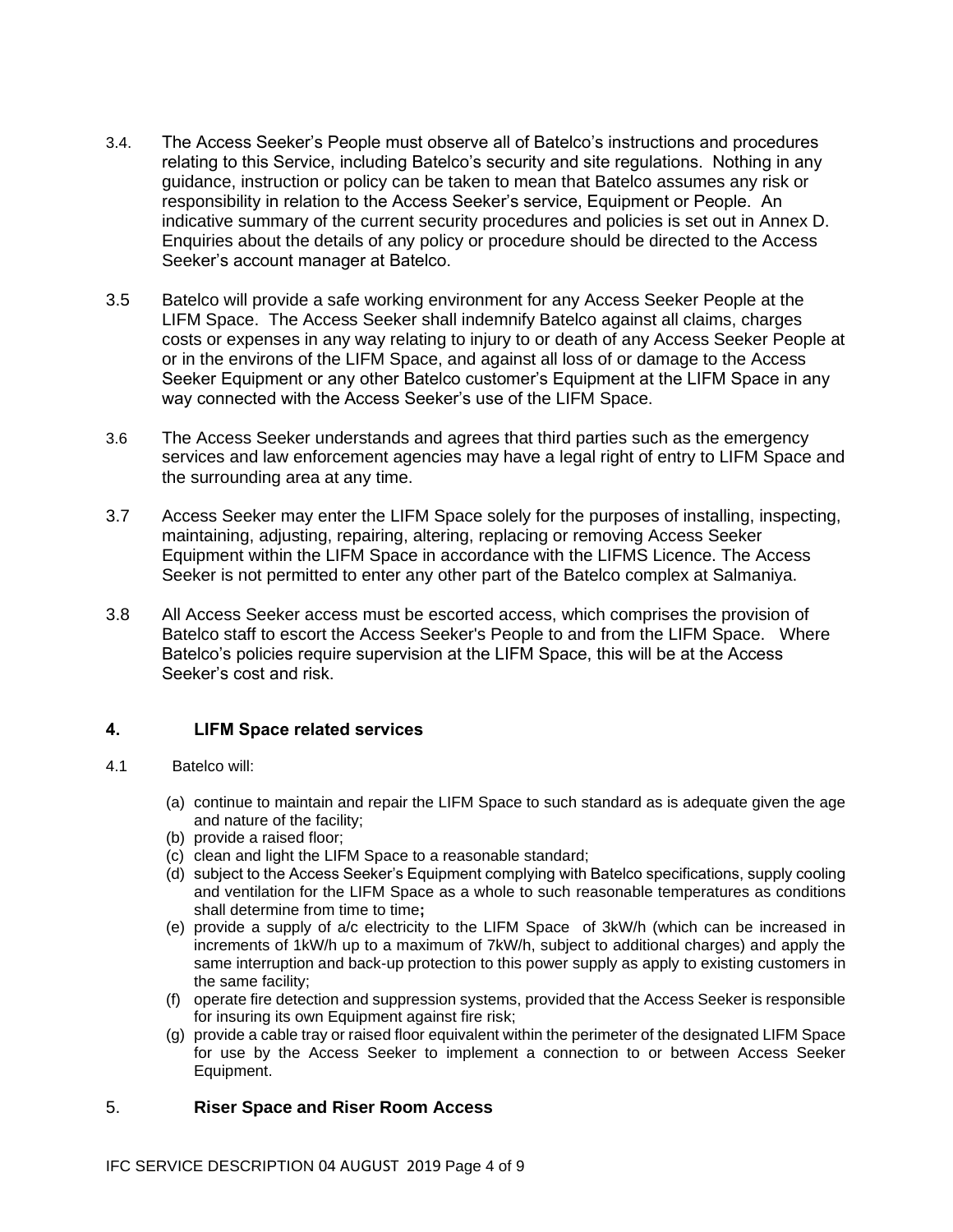3.4. The Access Seeker's People must observe all of Batelco's instructions and procedures relating to this Service, including Batelco's security and site regulations. Nothing in any guidance, instruction or policy can be taken to mean that Batelco assumes any risk or responsibility in relation to the Access Seeker's service, Equipment or People. An indicative summary of the current security procedures and policies is set out in Annex D. Enquiries about the details of any policy or procedure should be directed to the Access Seeker's account manager at Batelco.

3.5 Batelco will provide a safe working environment for any Access Seeker People at the LIFM Space. The Access Seeker shall indemnify Batelco against all claims, charges costs or expenses in any way relating to injury to or death of any Access Seeker People at or in the environs of the LIFM Space, and against all loss of or damage to the Access Seeker Equipment or any other Batelco customer's Equipment at the LIFM Space in any way connected with the Access Seeker's use of the LIFM Space.

3.6 The Access Seeker understands and agrees that third parties such as the emergency services and law enforcement agencies may have a legal right of entry to LIFM Space and the surrounding area at any time.

3.7 Access Seeker may enter the LIFM Space solely for the purposes of installing, inspecting, maintaining, adjusting, repairing, altering, replacing or removing Access Seeker Equipment within the LIFM Space in accordance with the LIFMS Licence. The Access Seeker is not permitted to enter any other part of the Batelco complex at Salmaniya.

3.8 All Access Seeker access must be escorted access, which comprises the provision of Batelco staff to escort the Access Seeker's People to and from the LIFM Space. Where Batelco's policies require supervision at the LIFM Space, this will be at the Access Seeker's cost and risk.

## 4. LIFM Space related services

4.1 Batelco will:

(a) continue to maintain and repair the LIFM Space to such standard as is adequate given the age and nature of the facility;
(b) provide a raised floor;
(c) clean and light the LIFM Space to a reasonable standard;
(d) subject to the Access Seeker's Equipment complying with Batelco specifications, supply cooling and ventilation for the LIFM Space as a whole to such reasonable temperatures as conditions shall determine from time to time**;**
(e) provide a supply of a/c electricity to the LIFM Space of 3kW/h (which can be increased in increments of 1kW/h up to a maximum of 7kW/h, subject to additional charges) and apply the same interruption and back-up protection to this power supply as apply to existing customers in the same facility;
(f) operate fire detection and suppression systems, provided that the Access Seeker is responsible for insuring its own Equipment against fire risk;
(g) provide a cable tray or raised floor equivalent within the perimeter of the designated LIFM Space for use by the Access Seeker to implement a connection to or between Access Seeker Equipment.

## 5. Riser Space and Riser Room Access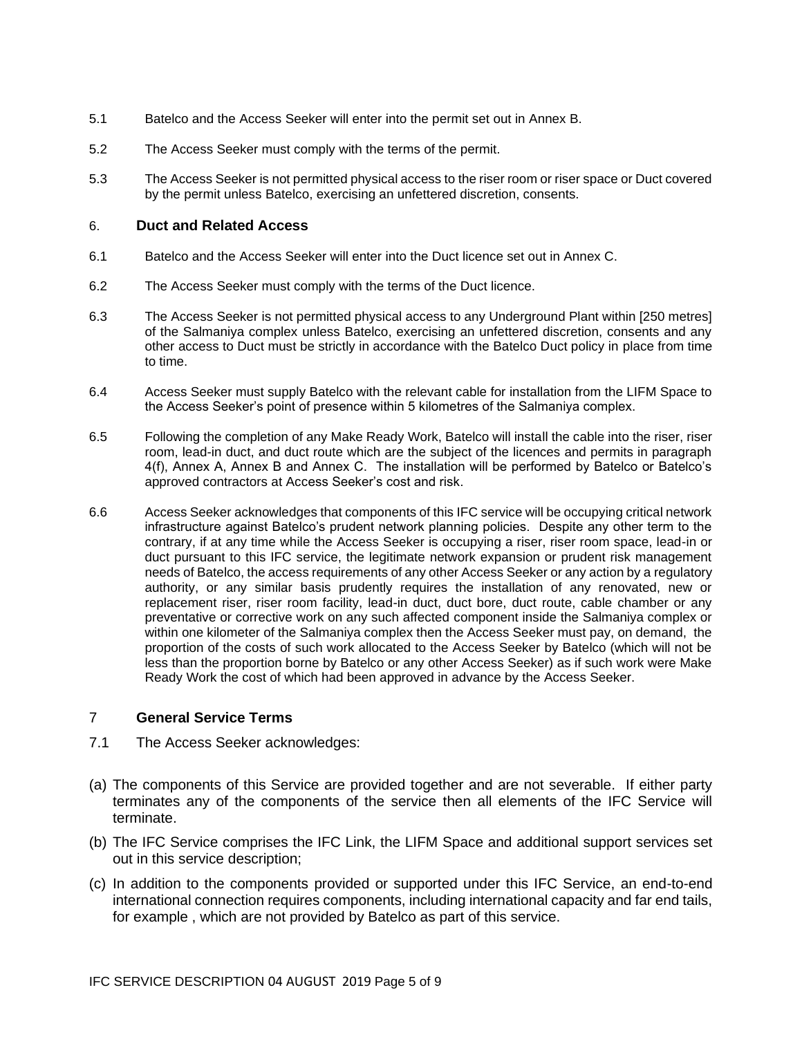5.1 Batelco and the Access Seeker will enter into the permit set out in Annex B.

5.2 The Access Seeker must comply with the terms of the permit.

5.3 The Access Seeker is not permitted physical access to the riser room or riser space or Duct covered by the permit unless Batelco, exercising an unfettered discretion, consents.

## 6. Duct and Related Access

6.1 Batelco and the Access Seeker will enter into the Duct licence set out in Annex C.

6.2 The Access Seeker must comply with the terms of the Duct licence.

6.3 The Access Seeker is not permitted physical access to any Underground Plant within [250 metres] of the Salmaniya complex unless Batelco, exercising an unfettered discretion, consents and any other access to Duct must be strictly in accordance with the Batelco Duct policy in place from time to time.

6.4 Access Seeker must supply Batelco with the relevant cable for installation from the LIFM Space to the Access Seeker's point of presence within 5 kilometres of the Salmaniya complex.

6.5 Following the completion of any Make Ready Work, Batelco will install the cable into the riser, riser room, lead-in duct, and duct route which are the subject of the licences and permits in paragraph 4(f), Annex A, Annex B and Annex C. The installation will be performed by Batelco or Batelco's approved contractors at Access Seeker's cost and risk.

6.6 Access Seeker acknowledges that components of this IFC service will be occupying critical network infrastructure against Batelco's prudent network planning policies. Despite any other term to the contrary, if at any time while the Access Seeker is occupying a riser, riser room space, lead-in or duct pursuant to this IFC service, the legitimate network expansion or prudent risk management needs of Batelco, the access requirements of any other Access Seeker or any action by a regulatory authority, or any similar basis prudently requires the installation of any renovated, new or replacement riser, riser room facility, lead-in duct, duct bore, duct route, cable chamber or any preventative or corrective work on any such affected component inside the Salmaniya complex or within one kilometer of the Salmaniya complex then the Access Seeker must pay, on demand, the proportion of the costs of such work allocated to the Access Seeker by Batelco (which will not be less than the proportion borne by Batelco or any other Access Seeker) as if such work were Make Ready Work the cost of which had been approved in advance by the Access Seeker.

## 7 General Service Terms

7.1 The Access Seeker acknowledges:

(a) The components of this Service are provided together and are not severable. If either party terminates any of the components of the service then all elements of the IFC Service will terminate.

(b) The IFC Service comprises the IFC Link, the LIFM Space and additional support services set out in this service description;

(c) In addition to the components provided or supported under this IFC Service, an end-to-end international connection requires components, including international capacity and far end tails, for example , which are not provided by Batelco as part of this service.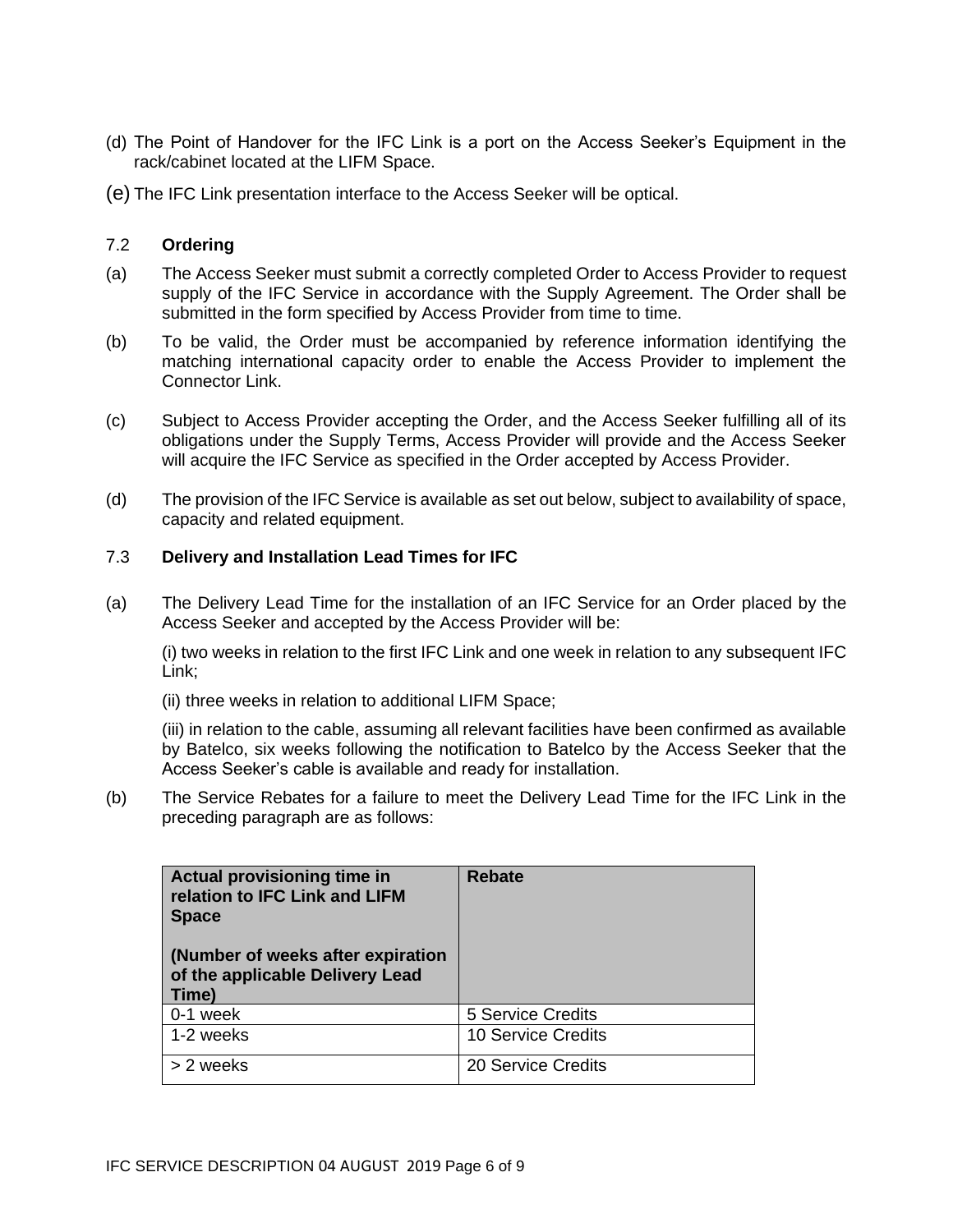(d) The Point of Handover for the IFC Link is a port on the Access Seeker's Equipment in the rack/cabinet located at the LIFM Space.

(e) The IFC Link presentation interface to the Access Seeker will be optical.

### 7.2 Ordering

(a) The Access Seeker must submit a correctly completed Order to Access Provider to request supply of the IFC Service in accordance with the Supply Agreement. The Order shall be submitted in the form specified by Access Provider from time to time.

(b) To be valid, the Order must be accompanied by reference information identifying the matching international capacity order to enable the Access Provider to implement the Connector Link.

(c) Subject to Access Provider accepting the Order, and the Access Seeker fulfilling all of its obligations under the Supply Terms, Access Provider will provide and the Access Seeker will acquire the IFC Service as specified in the Order accepted by Access Provider.

(d) The provision of the IFC Service is available as set out below, subject to availability of space, capacity and related equipment.

### 7.3 Delivery and Installation Lead Times for IFC

(a) The Delivery Lead Time for the installation of an IFC Service for an Order placed by the Access Seeker and accepted by the Access Provider will be:

(i) two weeks in relation to the first IFC Link and one week in relation to any subsequent IFC Link;

(ii) three weeks in relation to additional LIFM Space;

(iii) in relation to the cable, assuming all relevant facilities have been confirmed as available by Batelco, six weeks following the notification to Batelco by the Access Seeker that the Access Seeker's cable is available and ready for installation.

(b) The Service Rebates for a failure to meet the Delivery Lead Time for the IFC Link in the preceding paragraph are as follows:

| **Actual provisioning time in relation to IFC Link and LIFM Space** <br><br> **(Number of weeks after expiration of the applicable Delivery Lead Time)** | **Rebate** |
|---|---|
| 0-1 week | 5 Service Credits |
| 1-2 weeks | 10 Service Credits |
| > 2 weeks | 20 Service Credits |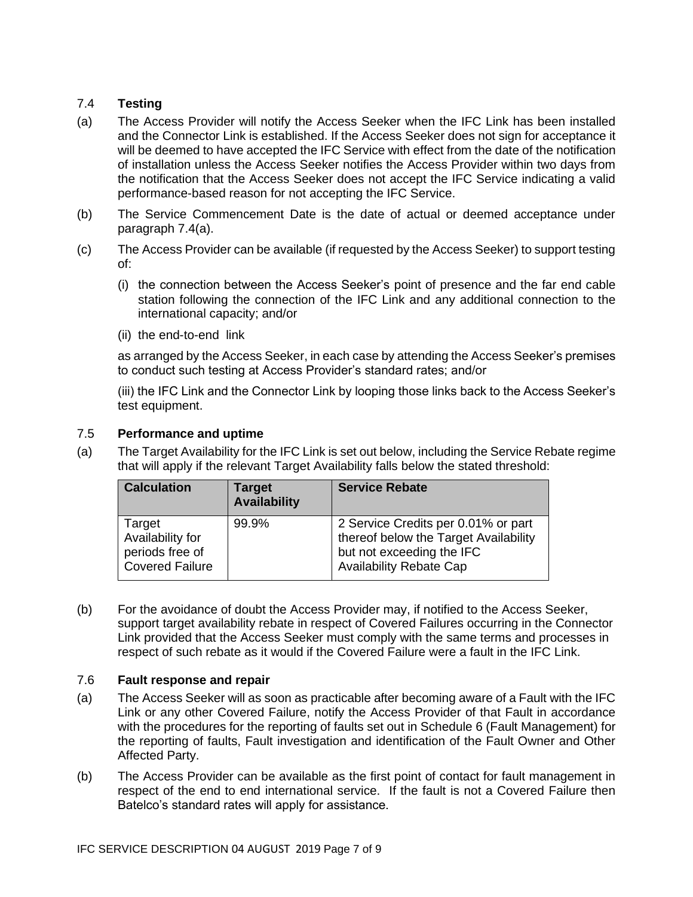### 7.4 **Testing**

(a) The Access Provider will notify the Access Seeker when the IFC Link has been installed and the Connector Link is established. If the Access Seeker does not sign for acceptance it will be deemed to have accepted the IFC Service with effect from the date of the notification of installation unless the Access Seeker notifies the Access Provider within two days from the notification that the Access Seeker does not accept the IFC Service indicating a valid performance-based reason for not accepting the IFC Service.

(b) The Service Commencement Date is the date of actual or deemed acceptance under paragraph 7.4(a).

(c) The Access Provider can be available (if requested by the Access Seeker) to support testing of:

(i) the connection between the Access Seeker's point of presence and the far end cable station following the connection of the IFC Link and any additional connection to the international capacity; and/or

(ii) the end-to-end link

as arranged by the Access Seeker, in each case by attending the Access Seeker's premises to conduct such testing at Access Provider's standard rates; and/or

(iii) the IFC Link and the Connector Link by looping those links back to the Access Seeker's test equipment.

### 7.5 **Performance and uptime**

(a) The Target Availability for the IFC Link is set out below, including the Service Rebate regime that will apply if the relevant Target Availability falls below the stated threshold:

| Calculation | Target Availability | Service Rebate |
|---|---|---|
| Target Availability for periods free of Covered Failure | 99.9% | 2 Service Credits per 0.01% or part thereof below the Target Availability but not exceeding the IFC Availability Rebate Cap |

(b) For the avoidance of doubt the Access Provider may, if notified to the Access Seeker, support target availability rebate in respect of Covered Failures occurring in the Connector Link provided that the Access Seeker must comply with the same terms and processes in respect of such rebate as it would if the Covered Failure were a fault in the IFC Link.

### 7.6 **Fault response and repair**

(a) The Access Seeker will as soon as practicable after becoming aware of a Fault with the IFC Link or any other Covered Failure, notify the Access Provider of that Fault in accordance with the procedures for the reporting of faults set out in Schedule 6 (Fault Management) for the reporting of faults, Fault investigation and identification of the Fault Owner and Other Affected Party.

(b) The Access Provider can be available as the first point of contact for fault management in respect of the end to end international service. If the fault is not a Covered Failure then Batelco's standard rates will apply for assistance.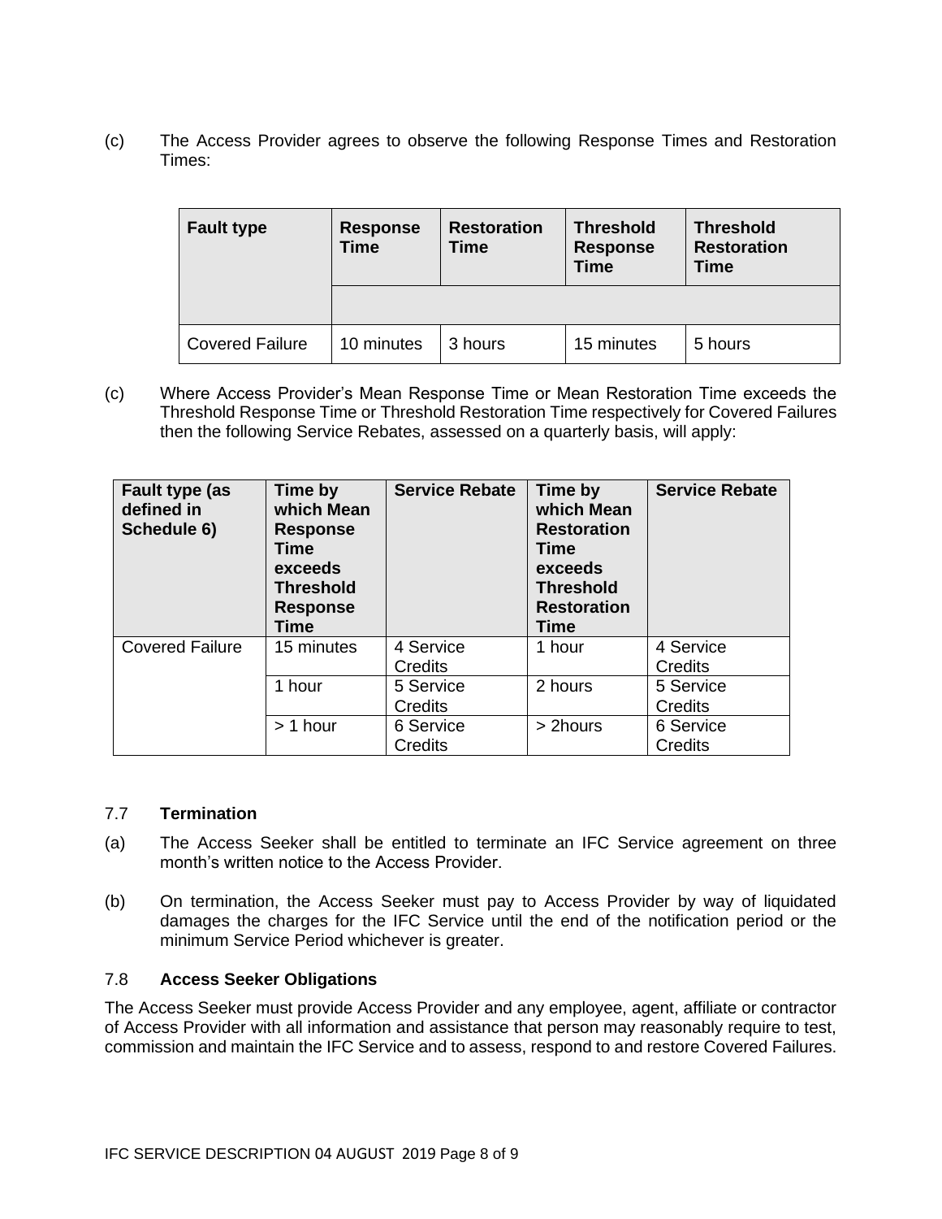(c) The Access Provider agrees to observe the following Response Times and Restoration Times:

| Fault type | Response Time | Restoration Time | Threshold Response Time | Threshold Restoration Time |
|---|---|---|---|---|
| | | | | |
| Covered Failure | 10 minutes | 3 hours | 15 minutes | 5 hours |

(c) Where Access Provider's Mean Response Time or Mean Restoration Time exceeds the Threshold Response Time or Threshold Restoration Time respectively for Covered Failures then the following Service Rebates, assessed on a quarterly basis, will apply:

| Fault type (as defined in Schedule 6) | Time by which Mean Response Time exceeds Threshold Response Time | Service Rebate | Time by which Mean Restoration Time exceeds Threshold Restoration Time | Service Rebate |
|---|---|---|---|---|
| Covered Failure | 15 minutes | 4 Service Credits | 1 hour | 4 Service Credits |
| | 1 hour | 5 Service Credits | 2 hours | 5 Service Credits |
| | > 1 hour | 6 Service Credits | > 2hours | 6 Service Credits |

7.7 **Termination**

(a) The Access Seeker shall be entitled to terminate an IFC Service agreement on three month's written notice to the Access Provider.

(b) On termination, the Access Seeker must pay to Access Provider by way of liquidated damages the charges for the IFC Service until the end of the notification period or the minimum Service Period whichever is greater.

7.8 **Access Seeker Obligations**

The Access Seeker must provide Access Provider and any employee, agent, affiliate or contractor of Access Provider with all information and assistance that person may reasonably require to test, commission and maintain the IFC Service and to assess, respond to and restore Covered Failures.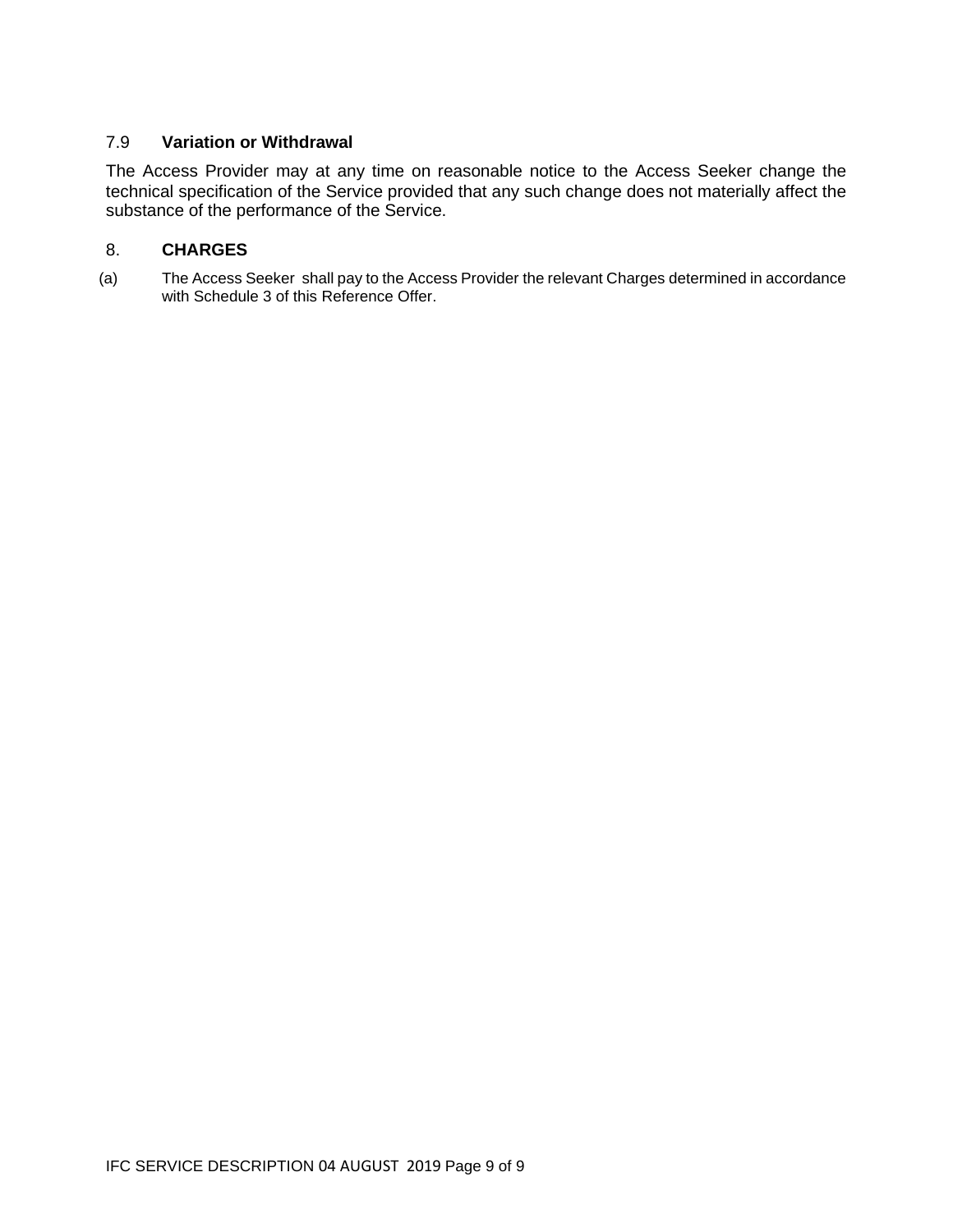### 7.9 Variation or Withdrawal

The Access Provider may at any time on reasonable notice to the Access Seeker change the technical specification of the Service provided that any such change does not materially affect the substance of the performance of the Service.

## 8. CHARGES

(a) The Access Seeker shall pay to the Access Provider the relevant Charges determined in accordance with Schedule 3 of this Reference Offer.